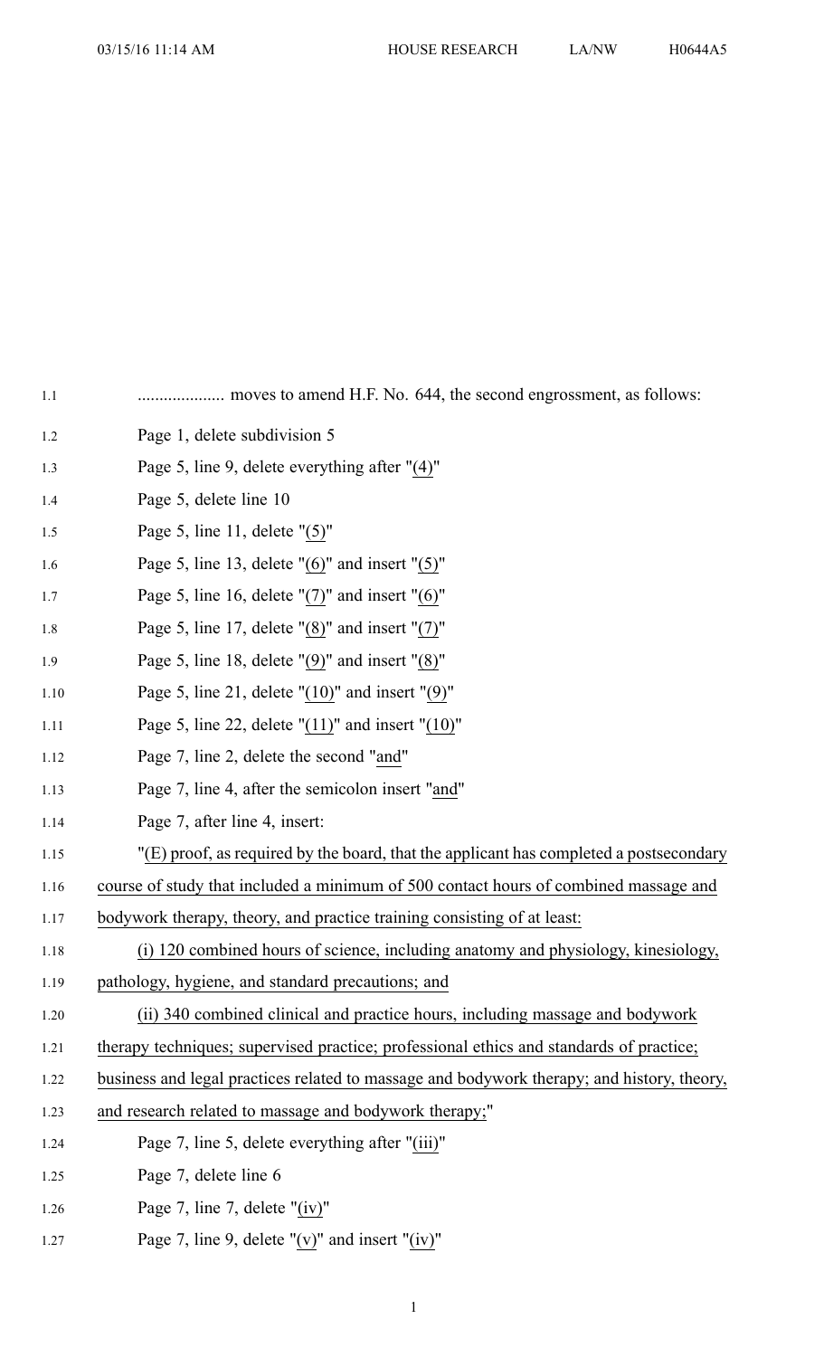.................... moves to amend H.F. No. 644, the second engrossment, as follows:

Page 1, delete subdivision 5

Page 5, line 9, delete everything after "(4)"

Page 5, delete line 10

Page 5, line 11, delete "(5)"

Page 5, line 13, delete "(6)" and insert "(5)"

Page 5, line 16, delete "(7)" and insert "(6)"

Page 5, line 17, delete "(8)" and insert "(7)"

Page 5, line 18, delete "(9)" and insert "(8)"

Page 5, line 21, delete "(10)" and insert "(9)"

Page 5, line 22, delete "(11)" and insert "(10)"

Page 7, line 2, delete the second "and"

Page 7, line 4, after the semicolon insert "and"

Page 7, after line 4, insert:

"(E) proof, as required by the board, that the applicant has completed a postsecondary course of study that included a minimum of 500 contact hours of combined massage and bodywork therapy, theory, and practice training consisting of at least:

(i) 120 combined hours of science, including anatomy and physiology, kinesiology, pathology, hygiene, and standard precautions; and

(ii) 340 combined clinical and practice hours, including massage and bodywork therapy techniques; supervised practice; professional ethics and standards of practice; business and legal practices related to massage and bodywork therapy; and history, theory, and research related to massage and bodywork therapy;"

Page 7, line 5, delete everything after "(iii)"

Page 7, delete line 6

Page 7, line 7, delete "(iv)"

Page 7, line 9, delete "(v)" and insert "(iv)"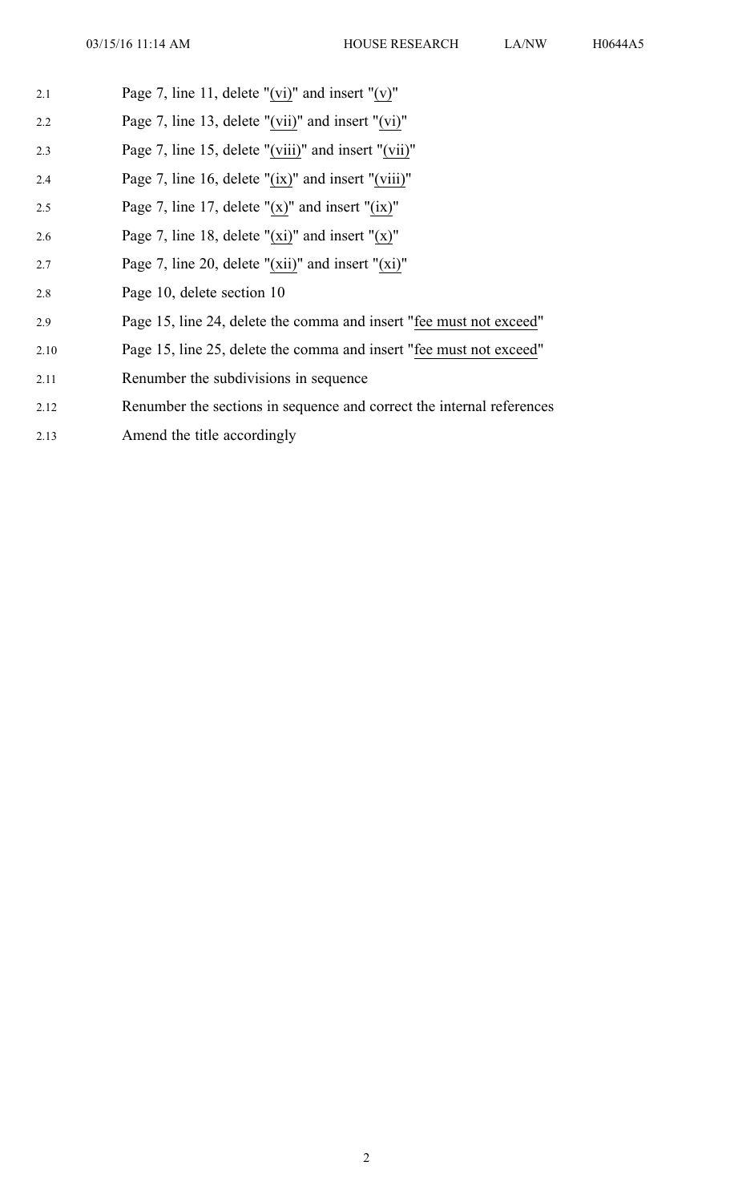2.1 Page 7, line 11, delete "(vi)" and insert "(v)"

2.2 Page 7, line 13, delete "(vii)" and insert "(vi)"

2.3 Page 7, line 15, delete "(viii)" and insert "(vii)"

2.4 Page 7, line 16, delete "(ix)" and insert "(viii)"

2.5 Page 7, line 17, delete "(x)" and insert "(ix)"

2.6 Page 7, line 18, delete "(xi)" and insert "(x)"

2.7 Page 7, line 20, delete "(xii)" and insert "(xi)"

2.8 Page 10, delete section 10

2.9 Page 15, line 24, delete the comma and insert "fee must not exceed"

2.10 Page 15, line 25, delete the comma and insert "fee must not exceed"

2.11 Renumber the subdivisions in sequence

2.12 Renumber the sections in sequence and correct the internal references

2.13 Amend the title accordingly